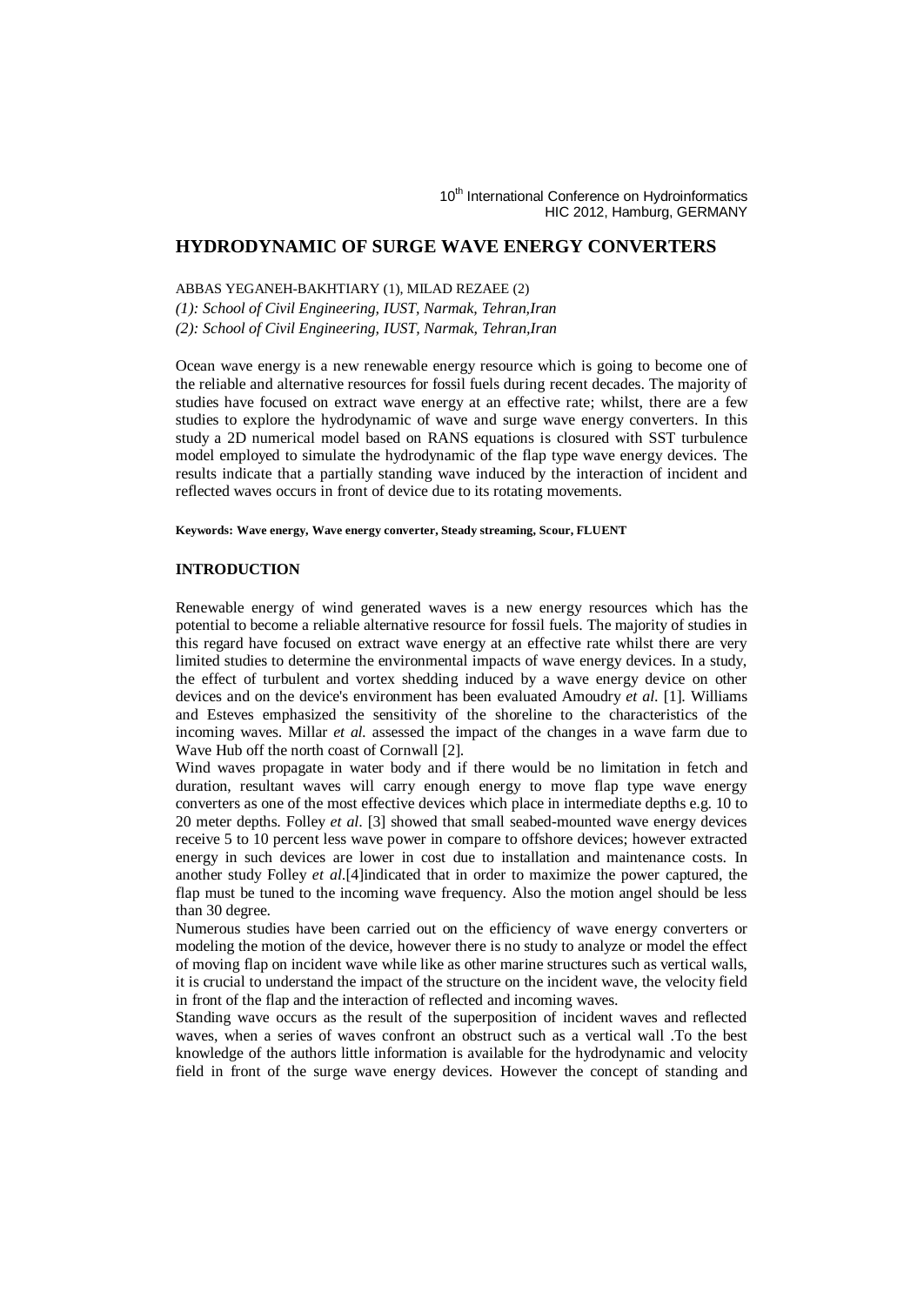10th International Conference on Hydroinformatics
HIC 2012, Hamburg, GERMANY

# HYDRODYNAMIC OF SURGE WAVE ENERGY CONVERTERS

ABBAS YEGANEH-BAKHTIARY (1), MILAD REZAEE (2)

*(1): School of Civil Engineering, IUST, Narmak, Tehran,Iran*
*(2): School of Civil Engineering, IUST, Narmak, Tehran,Iran*

Ocean wave energy is a new renewable energy resource which is going to become one of the reliable and alternative resources for fossil fuels during recent decades. The majority of studies have focused on extract wave energy at an effective rate; whilst, there are a few studies to explore the hydrodynamic of wave and surge wave energy converters. In this study a 2D numerical model based on RANS equations is closured with SST turbulence model employed to simulate the hydrodynamic of the flap type wave energy devices. The results indicate that a partially standing wave induced by the interaction of incident and reflected waves occurs in front of device due to its rotating movements.

**Keywords: Wave energy, Wave energy converter, Steady streaming, Scour, FLUENT**

## INTRODUCTION

Renewable energy of wind generated waves is a new energy resources which has the potential to become a reliable alternative resource for fossil fuels. The majority of studies in this regard have focused on extract wave energy at an effective rate whilst there are very limited studies to determine the environmental impacts of wave energy devices. In a study, the effect of turbulent and vortex shedding induced by a wave energy device on other devices and on the device's environment has been evaluated Amoudry *et al.* [1]. Williams and Esteves emphasized the sensitivity of the shoreline to the characteristics of the incoming waves. Millar *et al.* assessed the impact of the changes in a wave farm due to Wave Hub off the north coast of Cornwall [2].

Wind waves propagate in water body and if there would be no limitation in fetch and duration, resultant waves will carry enough energy to move flap type wave energy converters as one of the most effective devices which place in intermediate depths e.g. 10 to 20 meter depths. Folley *et al*. [3] showed that small seabed-mounted wave energy devices receive 5 to 10 percent less wave power in compare to offshore devices; however extracted energy in such devices are lower in cost due to installation and maintenance costs. In another study Folley *et al*.[4]indicated that in order to maximize the power captured, the flap must be tuned to the incoming wave frequency. Also the motion angel should be less than 30 degree.

Numerous studies have been carried out on the efficiency of wave energy converters or modeling the motion of the device, however there is no study to analyze or model the effect of moving flap on incident wave while like as other marine structures such as vertical walls, it is crucial to understand the impact of the structure on the incident wave, the velocity field in front of the flap and the interaction of reflected and incoming waves.

Standing wave occurs as the result of the superposition of incident waves and reflected waves, when a series of waves confront an obstruct such as a vertical wall .To the best knowledge of the authors little information is available for the hydrodynamic and velocity field in front of the surge wave energy devices. However the concept of standing and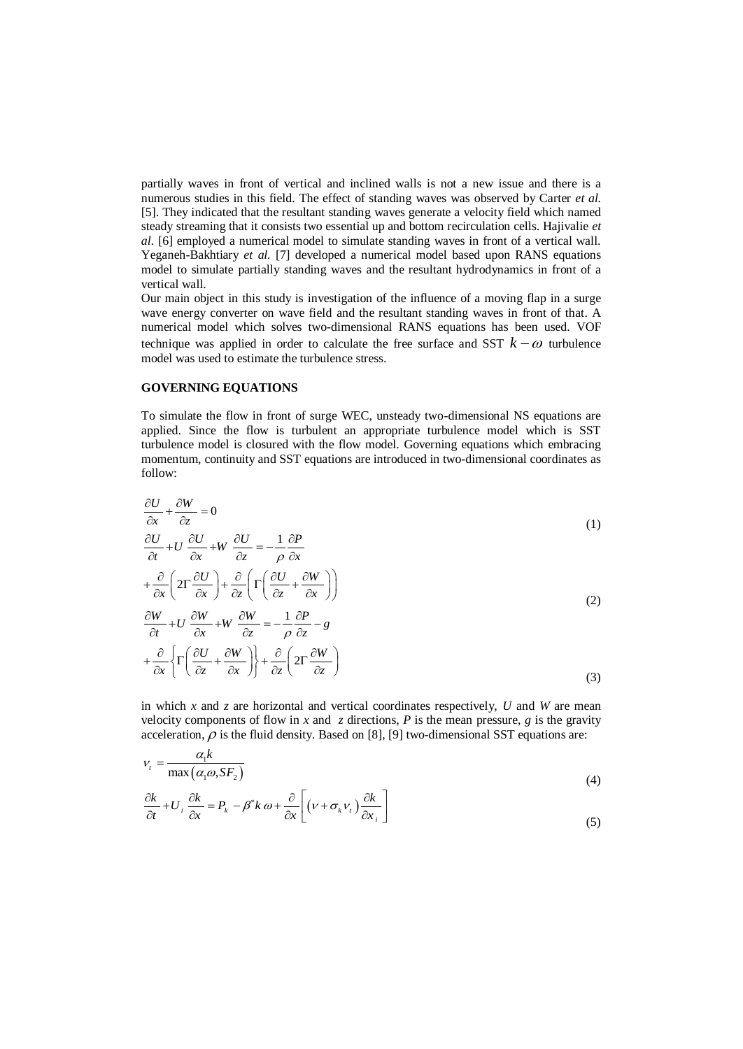partially waves in front of vertical and inclined walls is not a new issue and there is a numerous studies in this field. The effect of standing waves was observed by Carter *et al.* [5]. They indicated that the resultant standing waves generate a velocity field which named steady streaming that it consists two essential up and bottom recirculation cells. Hajivalie *et al.* [6] employed a numerical model to simulate standing waves in front of a vertical wall. Yeganeh-Bakhtiary *et al.* [7] developed a numerical model based upon RANS equations model to simulate partially standing waves and the resultant hydrodynamics in front of a vertical wall.

Our main object in this study is investigation of the influence of a moving flap in a surge wave energy converter on wave field and the resultant standing waves in front of that. A numerical model which solves two-dimensional RANS equations has been used. VOF technique was applied in order to calculate the free surface and SST $k-\omega$ turbulence model was used to estimate the turbulence stress.

## GOVERNING EQUATIONS

To simulate the flow in front of surge WEC, unsteady two-dimensional NS equations are applied. Since the flow is turbulent an appropriate turbulence model which is SST turbulence model is closured with the flow model. Governing equations which embracing momentum, continuity and SST equations are introduced in two-dimensional coordinates as follow:

$$\frac{\partial U}{\partial x}+\frac{\partial W}{\partial z}=0 \tag{1}$$

$$\frac{\partial U}{\partial t}+U\frac{\partial U}{\partial x}+W\frac{\partial U}{\partial z}=-\frac{1}{\rho}\frac{\partial P}{\partial x}+\frac{\partial}{\partial x}\left(2\Gamma\frac{\partial U}{\partial x}\right)+\frac{\partial}{\partial z}\left(\Gamma\left(\frac{\partial U}{\partial z}+\frac{\partial W}{\partial x}\right)\right) \tag{2}$$

$$\frac{\partial W}{\partial t}+U\frac{\partial W}{\partial x}+W\frac{\partial W}{\partial z}=-\frac{1}{\rho}\frac{\partial P}{\partial z}-g+\frac{\partial}{\partial x}\left\{\Gamma\left(\frac{\partial U}{\partial z}+\frac{\partial W}{\partial x}\right)\right\}+\frac{\partial}{\partial z}\left(2\Gamma\frac{\partial W}{\partial z}\right) \tag{3}$$

in which *x* and *z* are horizontal and vertical coordinates respectively, *U* and *W* are mean velocity components of flow in *x* and *z* directions, *P* is the mean pressure, *g* is the gravity acceleration, $\rho$ is the fluid density. Based on [8], [9] two-dimensional SST equations are:

$$\nu_t=\frac{\alpha_1 k}{\max\left(\alpha_1\omega, SF_2\right)} \tag{4}$$

$$\frac{\partial k}{\partial t}+U_i\frac{\partial k}{\partial x}=P_k-\beta^* k\,\omega+\frac{\partial}{\partial x}\left[\left(\nu+\sigma_k\nu_t\right)\frac{\partial k}{\partial x_i}\right] \tag{5}$$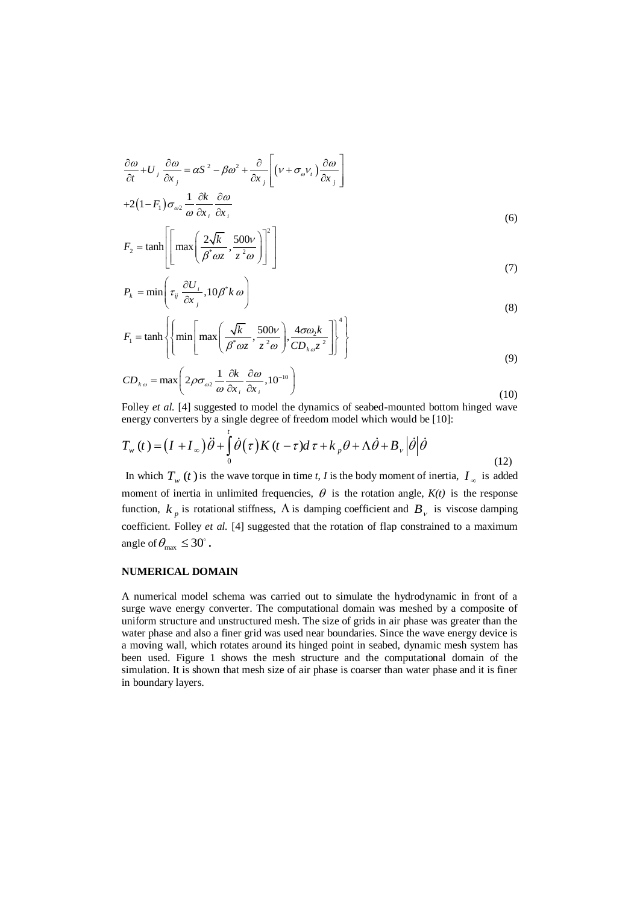$$\frac{\partial \omega}{\partial t}+U_j \frac{\partial \omega}{\partial x_j}=\alpha S^2-\beta\omega^2+\frac{\partial}{\partial x_j}\left[\left(\nu+\sigma_\omega \nu_t\right)\frac{\partial \omega}{\partial x_j}\right]$$

$$+2\left(1-F_1\right)\sigma_{\omega 2}\frac{1}{\omega}\frac{\partial k}{\partial x_i}\frac{\partial \omega}{\partial x_i} \tag{6}$$

$$F_2=\tanh\left[\left[\max\left(\frac{2\sqrt{k}}{\beta^* \omega z},\frac{500\nu}{z^2\omega}\right)\right]^2\right] \tag{7}$$

$$P_k=\min\left(\tau_{ij}\frac{\partial U_i}{\partial x_j},10\beta^* k\,\omega\right) \tag{8}$$

$$F_1=\tanh\left\{\left\{\min\left[\max\left(\frac{\sqrt{k}}{\beta^*\omega z},\frac{500\nu}{z^2\omega}\right),\frac{4\sigma\omega_2 k}{CD_{k\omega}z^2}\right]\right\}^4\right\} \tag{9}$$

$$CD_{k\omega}=\max\left(2\rho\sigma_{\omega 2}\frac{1}{\omega}\frac{\partial k}{\partial x_i}\frac{\partial \omega}{\partial x_i},10^{-10}\right) \tag{10}$$

Folley *et al.* [4] suggested to model the dynamics of seabed-mounted bottom hinged wave energy converters by a single degree of freedom model which would be [10]:

$$T_w(t)=\left(I+I_\infty\right)\ddot{\theta}+\int_0^t \dot{\theta}\left(\tau\right)K(t-\tau)d\tau+k_p\theta+\Lambda\dot{\theta}+B_\nu\left|\dot{\theta}\right|\dot{\theta} \tag{12}$$

In which $T_w(t)$ is the wave torque in time *t*, *I* is the body moment of inertia, $I_\infty$ is added moment of inertia in unlimited frequencies, $\theta$ is the rotation angle, *K(t)* is the response function, $k_p$ is rotational stiffness, $\Lambda$ is damping coefficient and $B_\nu$ is viscose damping coefficient. Folley *et al.* [4] suggested that the rotation of flap constrained to a maximum angle of $\theta_{\max}\leq 30^\circ$.

## NUMERICAL DOMAIN

A numerical model schema was carried out to simulate the hydrodynamic in front of a surge wave energy converter. The computational domain was meshed by a composite of uniform structure and unstructured mesh. The size of grids in air phase was greater than the water phase and also a finer grid was used near boundaries. Since the wave energy device is a moving wall, which rotates around its hinged point in seabed, dynamic mesh system has been used. Figure 1 shows the mesh structure and the computational domain of the simulation. It is shown that mesh size of air phase is coarser than water phase and it is finer in boundary layers.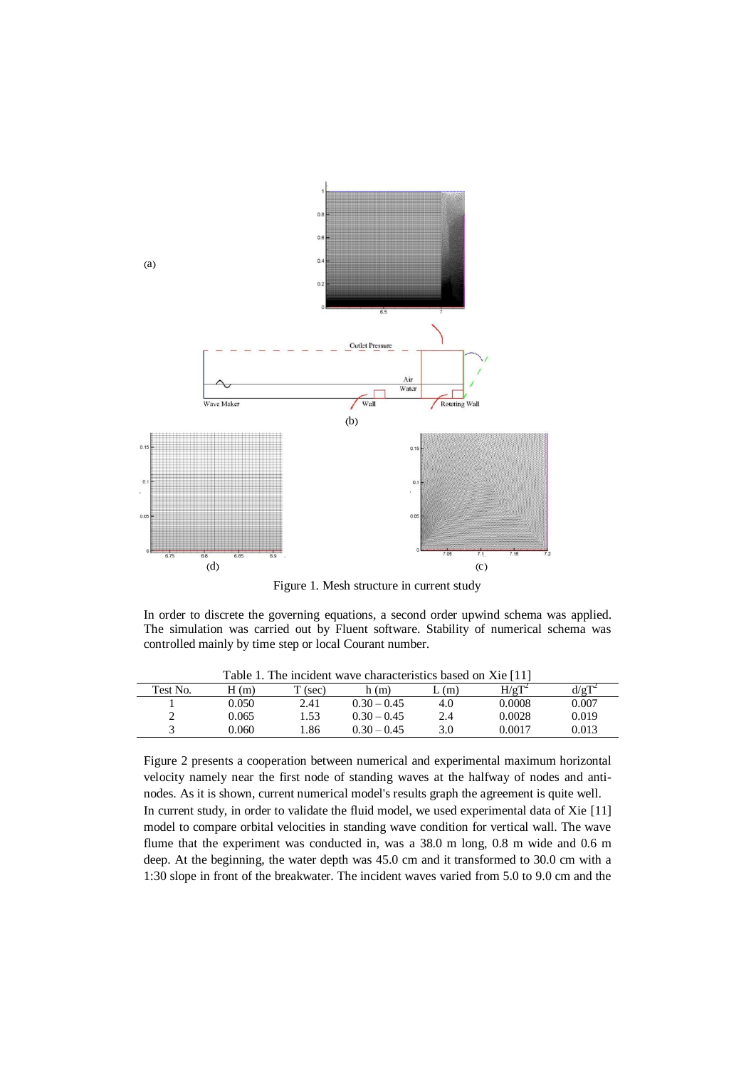(a)

(b)

(d)

(c)

Figure 1. Mesh structure in current study

In order to discrete the governing equations, a second order upwind schema was applied. The simulation was carried out by Fluent software. Stability of numerical schema was controlled mainly by time step or local Courant number.

Table 1. The incident wave characteristics based on Xie [11]

| Test No. | H (m) | T (sec) | h (m) | L (m) | $H/gT^2$ | $d/gT^2$ |
|---|---|---|---|---|---|---|
| 1 | 0.050 | 2.41 | 0.30 – 0.45 | 4.0 | 0.0008 | 0.007 |
| 2 | 0.065 | 1.53 | 0.30 – 0.45 | 2.4 | 0.0028 | 0.019 |
| 3 | 0.060 | 1.86 | 0.30 – 0.45 | 3.0 | 0.0017 | 0.013 |

Figure 2 presents a cooperation between numerical and experimental maximum horizontal velocity namely near the first node of standing waves at the halfway of nodes and anti-nodes. As it is shown, current numerical model's results graph the agreement is quite well.

In current study, in order to validate the fluid model, we used experimental data of Xie [11] model to compare orbital velocities in standing wave condition for vertical wall. The wave flume that the experiment was conducted in, was a 38.0 m long, 0.8 m wide and 0.6 m deep. At the beginning, the water depth was 45.0 cm and it transformed to 30.0 cm with a 1:30 slope in front of the breakwater. The incident waves varied from 5.0 to 9.0 cm and the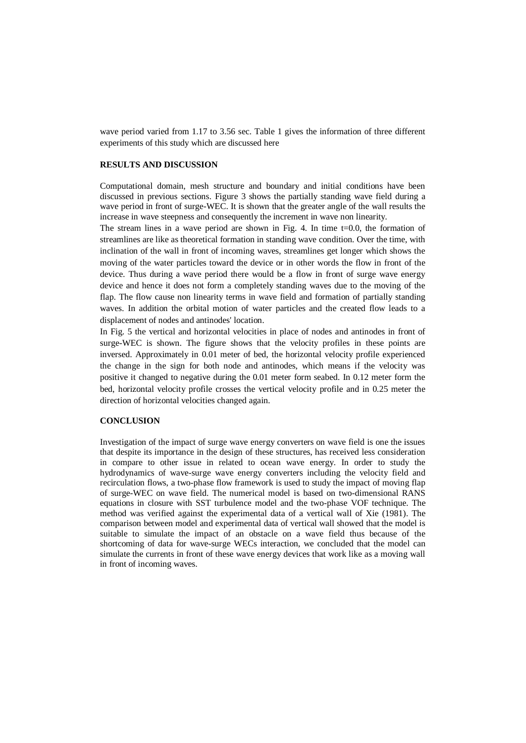wave period varied from 1.17 to 3.56 sec. Table 1 gives the information of three different experiments of this study which are discussed here

## RESULTS AND DISCUSSION

Computational domain, mesh structure and boundary and initial conditions have been discussed in previous sections. Figure 3 shows the partially standing wave field during a wave period in front of surge-WEC. It is shown that the greater angle of the wall results the increase in wave steepness and consequently the increment in wave non linearity.

The stream lines in a wave period are shown in Fig. 4. In time t=0.0, the formation of streamlines are like as theoretical formation in standing wave condition. Over the time, with inclination of the wall in front of incoming waves, streamlines get longer which shows the moving of the water particles toward the device or in other words the flow in front of the device. Thus during a wave period there would be a flow in front of surge wave energy device and hence it does not form a completely standing waves due to the moving of the flap. The flow cause non linearity terms in wave field and formation of partially standing waves. In addition the orbital motion of water particles and the created flow leads to a displacement of nodes and antinodes' location.

In Fig. 5 the vertical and horizontal velocities in place of nodes and antinodes in front of surge-WEC is shown. The figure shows that the velocity profiles in these points are inversed. Approximately in 0.01 meter of bed, the horizontal velocity profile experienced the change in the sign for both node and antinodes, which means if the velocity was positive it changed to negative during the 0.01 meter form seabed. In 0.12 meter form the bed, horizontal velocity profile crosses the vertical velocity profile and in 0.25 meter the direction of horizontal velocities changed again.

## CONCLUSION

Investigation of the impact of surge wave energy converters on wave field is one the issues that despite its importance in the design of these structures, has received less consideration in compare to other issue in related to ocean wave energy. In order to study the hydrodynamics of wave-surge wave energy converters including the velocity field and recirculation flows, a two-phase flow framework is used to study the impact of moving flap of surge-WEC on wave field. The numerical model is based on two-dimensional RANS equations in closure with SST turbulence model and the two-phase VOF technique. The method was verified against the experimental data of a vertical wall of Xie (1981). The comparison between model and experimental data of vertical wall showed that the model is suitable to simulate the impact of an obstacle on a wave field thus because of the shortcoming of data for wave-surge WECs interaction, we concluded that the model can simulate the currents in front of these wave energy devices that work like as a moving wall in front of incoming waves.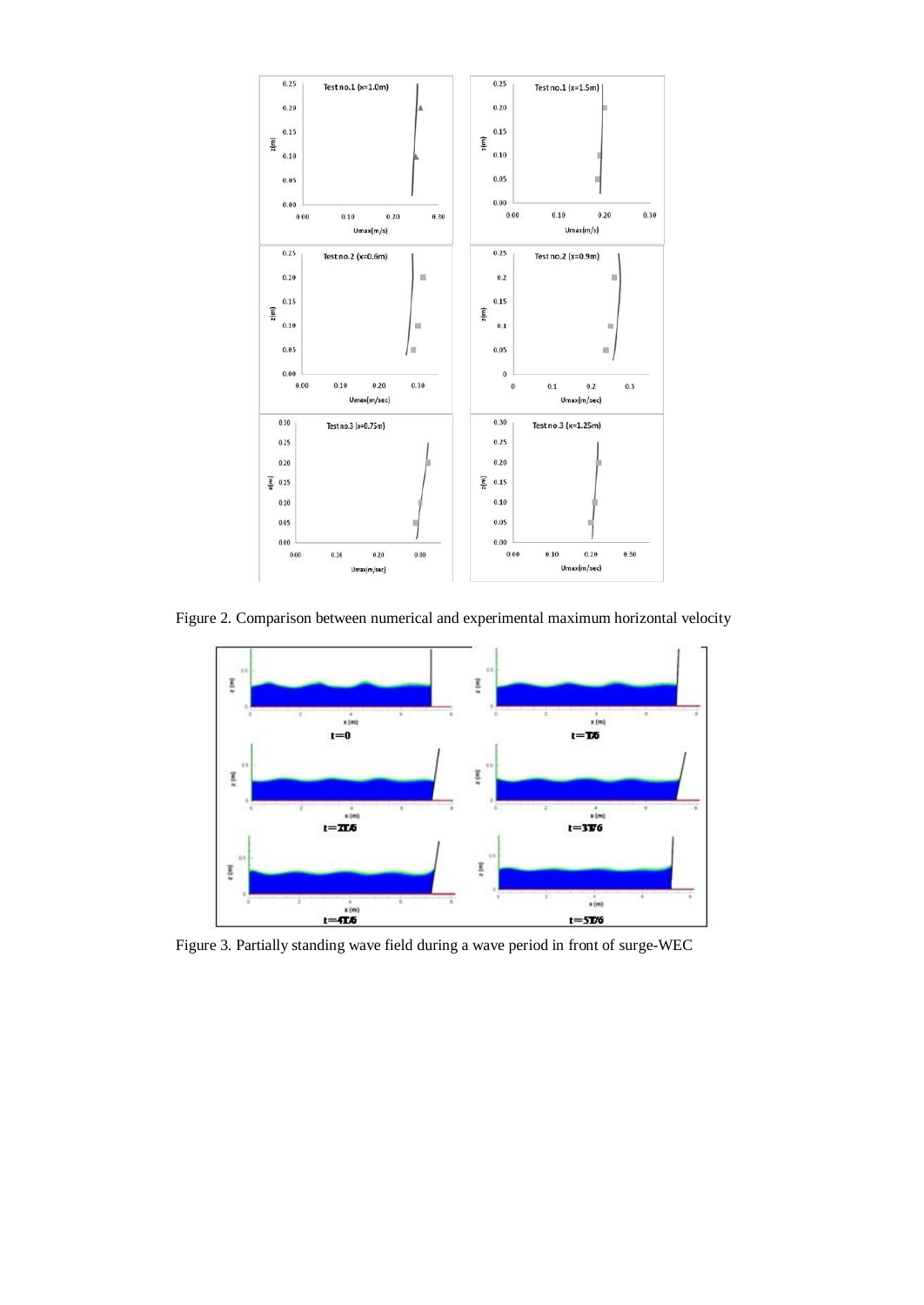Figure 2. Comparison between numerical and experimental maximum horizontal velocity

Figure 3. Partially standing wave field during a wave period in front of surge-WEC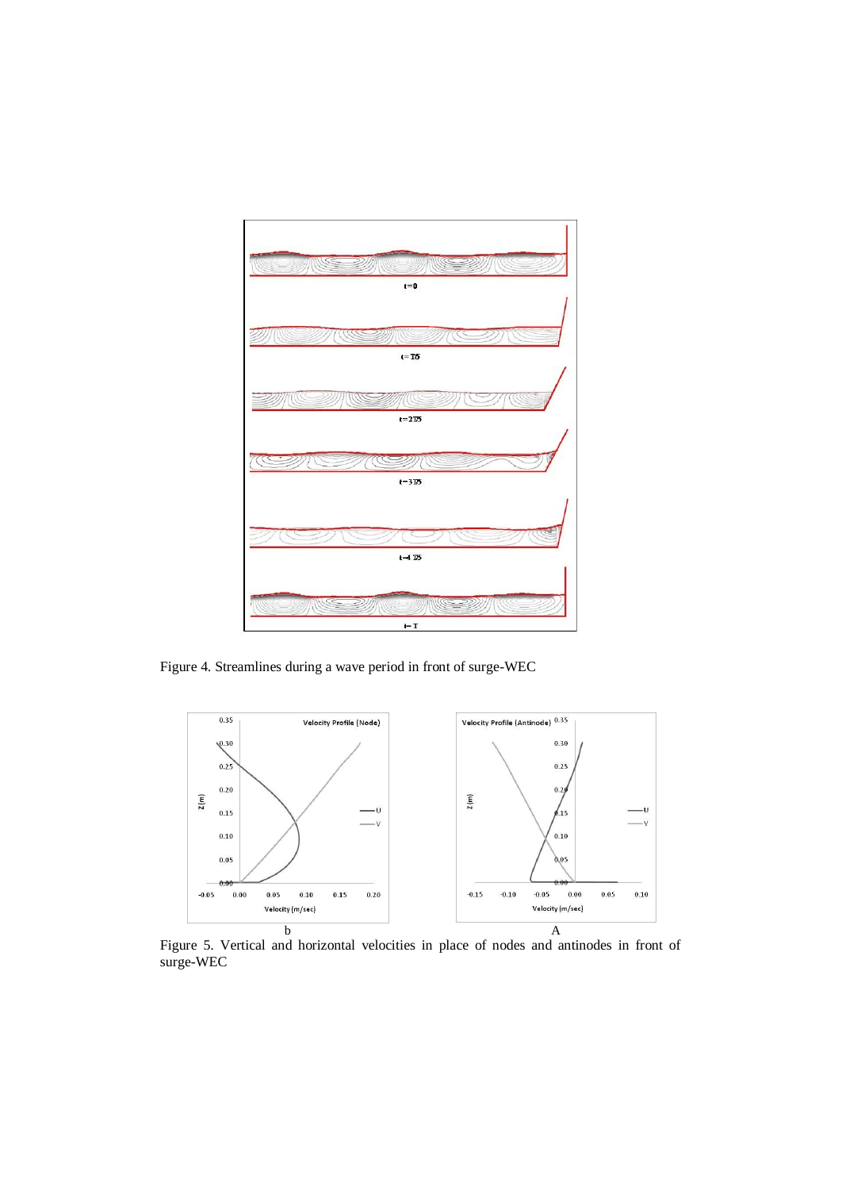Figure 4. Streamlines during a wave period in front of surge-WEC

Figure 5. Vertical and horizontal velocities in place of nodes and antinodes in front of surge-WEC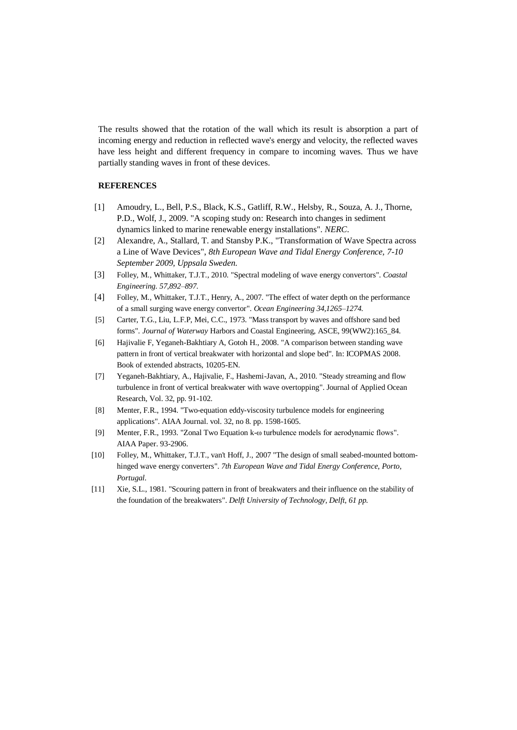The results showed that the rotation of the wall which its result is absorption a part of incoming energy and reduction in reflected wave's energy and velocity, the reflected waves have less height and different frequency in compare to incoming waves. Thus we have partially standing waves in front of these devices.

**REFERENCES**

[1] Amoudry, L., Bell, P.S., Black, K.S., Gatliff, R.W., Helsby, R., Souza, A. J., Thorne, P.D., Wolf, J., 2009. "A scoping study on: Research into changes in sediment dynamics linked to marine renewable energy installations". *NERC.*

[2] Alexandre, A., Stallard, T. and Stansby P.K., "Transformation of Wave Spectra across a Line of Wave Devices", *8th European Wave and Tidal Energy Conference, 7-10 September 2009, Uppsala Sweden.*

[3] Folley, M., Whittaker, T.J.T., 2010. "Spectral modeling of wave energy convertors". *Coastal Engineering. 57,892–897.*

[4] Folley, M., Whittaker, T.J.T., Henry, A., 2007. "The effect of water depth on the performance of a small surging wave energy convertor". *Ocean Engineering 34,1265–1274.*

[5] Carter, T.G., Liu, L.F.P, Mei, C.C., 1973. "Mass transport by waves and offshore sand bed forms". *Journal of Waterway* Harbors and Coastal Engineering, ASCE, 99(WW2):165_84.

[6] Hajivalie F, Yeganeh-Bakhtiary A, Gotoh H., 2008. "A comparison between standing wave pattern in front of vertical breakwater with horizontal and slope bed". In: ICOPMAS 2008. Book of extended abstracts, 10205-EN.

[7] Yeganeh-Bakhtiary, A., Hajivalie, F., Hashemi-Javan, A., 2010. "Steady streaming and flow turbulence in front of vertical breakwater with wave overtopping". Journal of Applied Ocean Research, Vol. 32, pp. 91-102.

[8] Menter, F.R., 1994. "Two-equation eddy-viscosity turbulence models for engineering applications". AIAA Journal. vol. 32, no 8. pp. 1598-1605.

[9] Menter, F.R., 1993. "Zonal Two Equation k-ω turbulence models for aerodynamic flows". AIAA Paper. 93-2906.

[10] Folley, M., Whittaker, T.J.T., van't Hoff, J., 2007 "The design of small seabed-mounted bottom-hinged wave energy converters". *7th European Wave and Tidal Energy Conference, Porto, Portugal.*

[11] Xie, S.L., 1981. "Scouring pattern in front of breakwaters and their influence on the stability of the foundation of the breakwaters". *Delft University of Technology, Delft, 61 pp.*